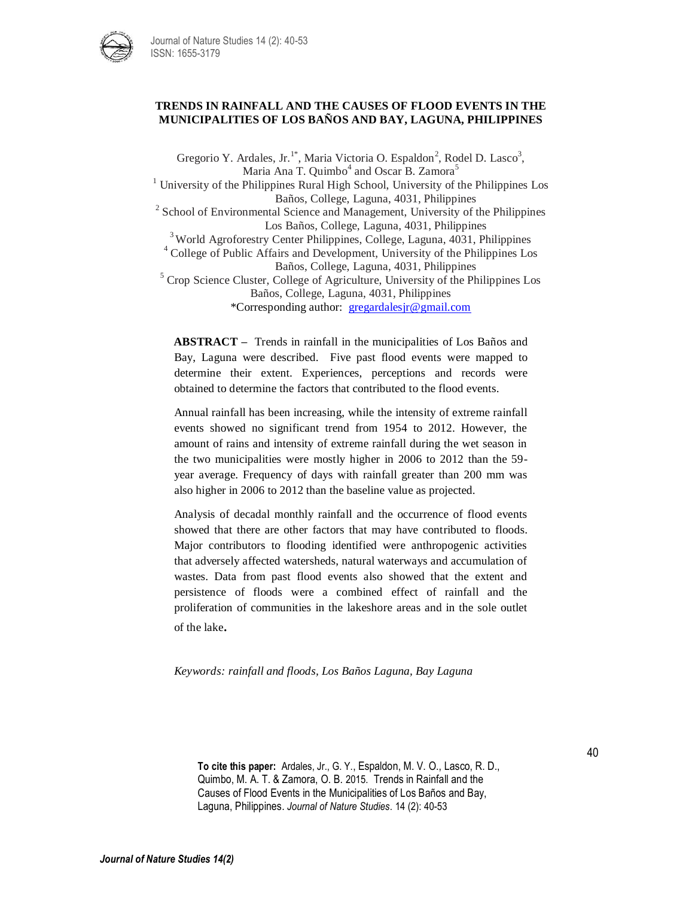# TRENDS IN RAINFALL AND THE CAUSES OF FLOOD EVENTS IN THE MUNICIPALITIES OF LOS BAÑOS AND BAY, LAGUNA, PHILIPPINES

Gregorio Y. Ardales, Jr.[1*], Maria Victoria O. Espaldon[2], Rodel D. Lasco[3], Maria Ana T. Quimbo[4] and Oscar B. Zamora[5]

[1] University of the Philippines Rural High School, University of the Philippines Los Baños, College, Laguna, 4031, Philippines

[2] School of Environmental Science and Management, University of the Philippines Los Baños, College, Laguna, 4031, Philippines

[3] World Agroforestry Center Philippines, College, Laguna, 4031, Philippines

[4] College of Public Affairs and Development, University of the Philippines Los Baños, College, Laguna, 4031, Philippines

[5] Crop Science Cluster, College of Agriculture, University of the Philippines Los Baños, College, Laguna, 4031, Philippines

*Corresponding author: gregardalesjr@gmail.com

**ABSTRACT –** Trends in rainfall in the municipalities of Los Baños and Bay, Laguna were described. Five past flood events were mapped to determine their extent. Experiences, perceptions and records were obtained to determine the factors that contributed to the flood events.

Annual rainfall has been increasing, while the intensity of extreme rainfall events showed no significant trend from 1954 to 2012. However, the amount of rains and intensity of extreme rainfall during the wet season in the two municipalities were mostly higher in 2006 to 2012 than the 59-year average. Frequency of days with rainfall greater than 200 mm was also higher in 2006 to 2012 than the baseline value as projected.

Analysis of decadal monthly rainfall and the occurrence of flood events showed that there are other factors that may have contributed to floods. Major contributors to flooding identified were anthropogenic activities that adversely affected watersheds, natural waterways and accumulation of wastes. Data from past flood events also showed that the extent and persistence of floods were a combined effect of rainfall and the proliferation of communities in the lakeshore areas and in the sole outlet of the lake.

*Keywords: rainfall and floods, Los Baños Laguna, Bay Laguna*

**To cite this paper:** Ardales, Jr., G. Y., Espaldon, M. V. O., Lasco, R. D., Quimbo, M. A. T. & Zamora, O. B. 2015. Trends in Rainfall and the Causes of Flood Events in the Municipalities of Los Baños and Bay, Laguna, Philippines. *Journal of Nature Studies*. 14 (2): 40-53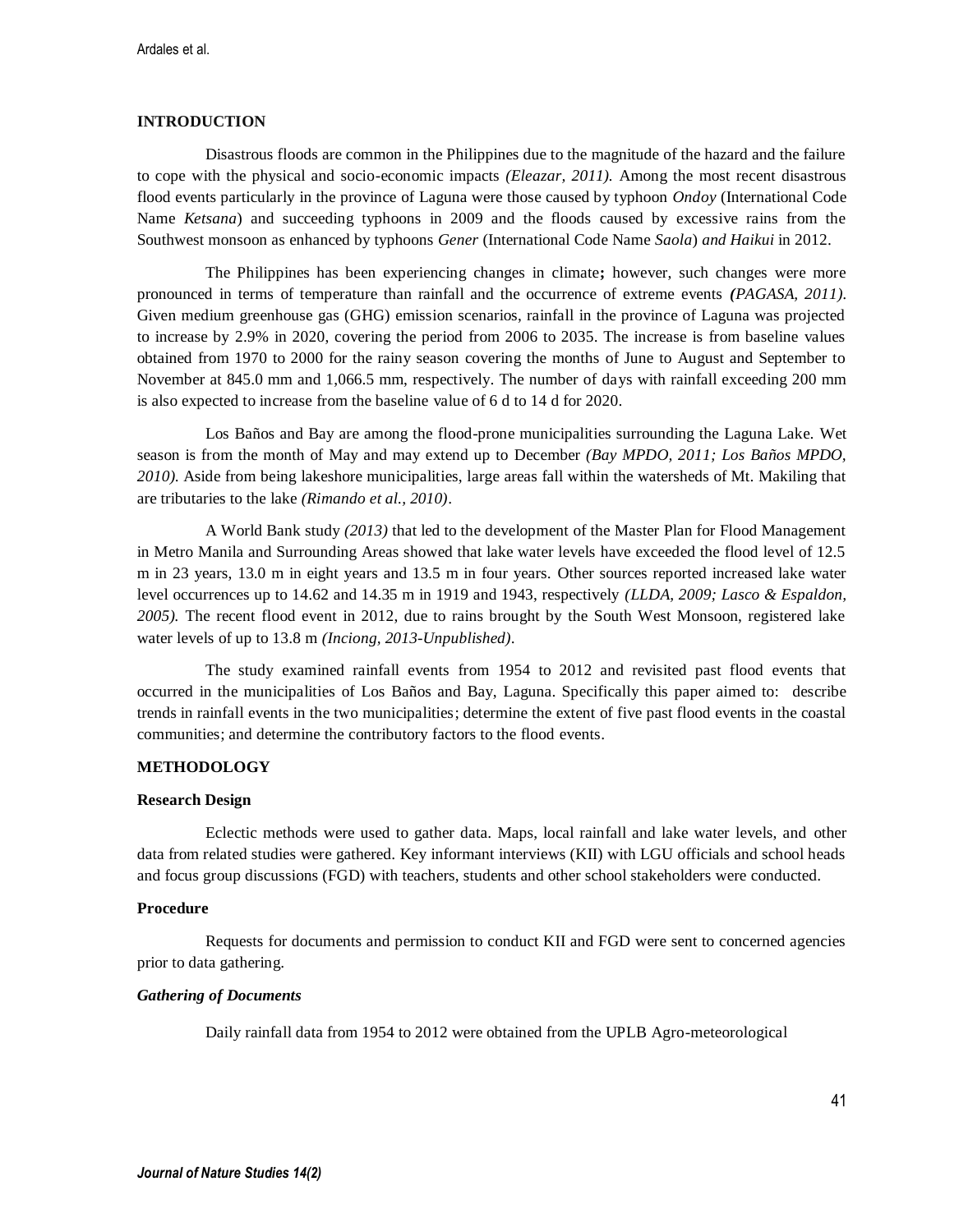## INTRODUCTION

Disastrous floods are common in the Philippines due to the magnitude of the hazard and the failure to cope with the physical and socio-economic impacts *(Eleazar, 2011).* Among the most recent disastrous flood events particularly in the province of Laguna were those caused by typhoon *Ondoy* (International Code Name *Ketsana*) and succeeding typhoons in 2009 and the floods caused by excessive rains from the Southwest monsoon as enhanced by typhoons *Gener* (International Code Name *Saola*) *and Haikui* in 2012.

The Philippines has been experiencing changes in climate**;** however, such changes were more pronounced in terms of temperature than rainfall and the occurrence of extreme events ***(****PAGASA, 2011).* Given medium greenhouse gas (GHG) emission scenarios, rainfall in the province of Laguna was projected to increase by 2.9% in 2020, covering the period from 2006 to 2035. The increase is from baseline values obtained from 1970 to 2000 for the rainy season covering the months of June to August and September to November at 845.0 mm and 1,066.5 mm, respectively. The number of days with rainfall exceeding 200 mm is also expected to increase from the baseline value of 6 d to 14 d for 2020.

Los Baños and Bay are among the flood-prone municipalities surrounding the Laguna Lake. Wet season is from the month of May and may extend up to December *(Bay MPDO, 2011; Los Baños MPDO, 2010).* Aside from being lakeshore municipalities, large areas fall within the watersheds of Mt. Makiling that are tributaries to the lake *(Rimando et al., 2010)*.

A World Bank study *(2013)* that led to the development of the Master Plan for Flood Management in Metro Manila and Surrounding Areas showed that lake water levels have exceeded the flood level of 12.5 m in 23 years, 13.0 m in eight years and 13.5 m in four years. Other sources reported increased lake water level occurrences up to 14.62 and 14.35 m in 1919 and 1943, respectively *(LLDA, 2009; Lasco & Espaldon, 2005).* The recent flood event in 2012, due to rains brought by the South West Monsoon, registered lake water levels of up to 13.8 m *(Inciong, 2013-Unpublished)*.

The study examined rainfall events from 1954 to 2012 and revisited past flood events that occurred in the municipalities of Los Baños and Bay, Laguna. Specifically this paper aimed to: describe trends in rainfall events in the two municipalities; determine the extent of five past flood events in the coastal communities; and determine the contributory factors to the flood events.

## METHODOLOGY

### Research Design

Eclectic methods were used to gather data. Maps, local rainfall and lake water levels, and other data from related studies were gathered. Key informant interviews (KII) with LGU officials and school heads and focus group discussions (FGD) with teachers, students and other school stakeholders were conducted.

### Procedure

Requests for documents and permission to conduct KII and FGD were sent to concerned agencies prior to data gathering.

#### *Gathering of Documents*

Daily rainfall data from 1954 to 2012 were obtained from the UPLB Agro-meteorological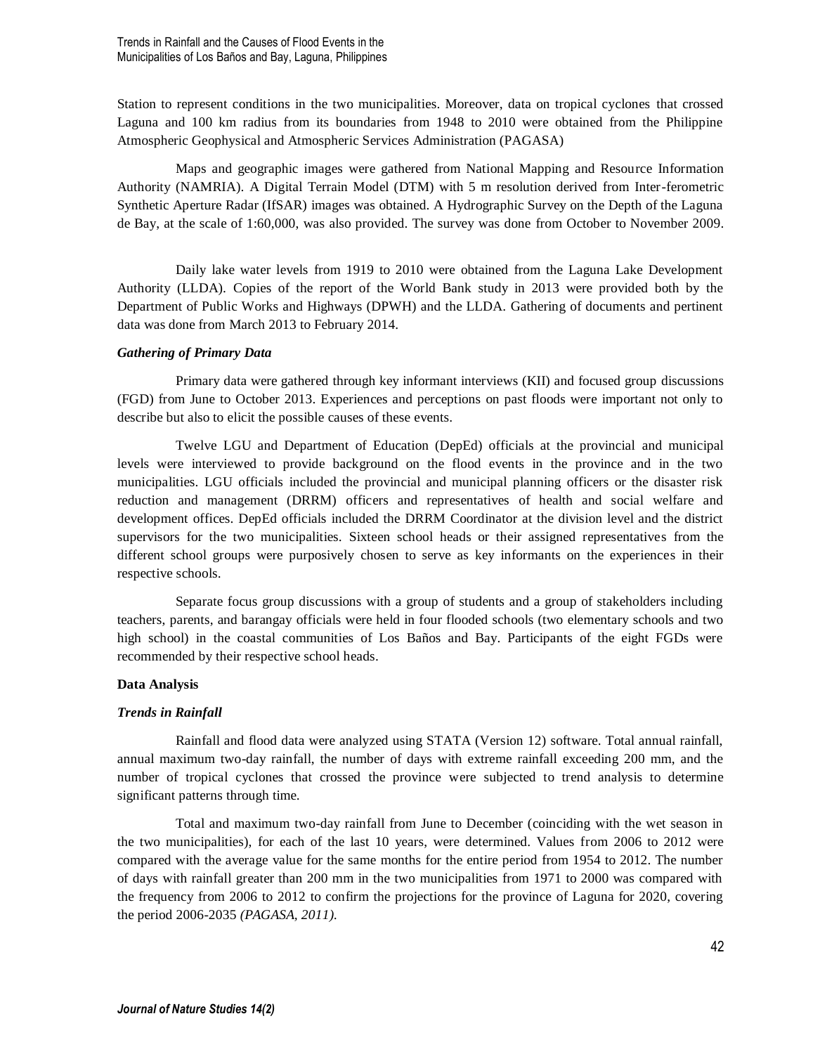Station to represent conditions in the two municipalities. Moreover, data on tropical cyclones that crossed Laguna and 100 km radius from its boundaries from 1948 to 2010 were obtained from the Philippine Atmospheric Geophysical and Atmospheric Services Administration (PAGASA)

Maps and geographic images were gathered from National Mapping and Resource Information Authority (NAMRIA). A Digital Terrain Model (DTM) with 5 m resolution derived from Inter-ferometric Synthetic Aperture Radar (IfSAR) images was obtained. A Hydrographic Survey on the Depth of the Laguna de Bay, at the scale of 1:60,000, was also provided. The survey was done from October to November 2009.

Daily lake water levels from 1919 to 2010 were obtained from the Laguna Lake Development Authority (LLDA). Copies of the report of the World Bank study in 2013 were provided both by the Department of Public Works and Highways (DPWH) and the LLDA. Gathering of documents and pertinent data was done from March 2013 to February 2014.

### *Gathering of Primary Data*

Primary data were gathered through key informant interviews (KII) and focused group discussions (FGD) from June to October 2013. Experiences and perceptions on past floods were important not only to describe but also to elicit the possible causes of these events.

Twelve LGU and Department of Education (DepEd) officials at the provincial and municipal levels were interviewed to provide background on the flood events in the province and in the two municipalities. LGU officials included the provincial and municipal planning officers or the disaster risk reduction and management (DRRM) officers and representatives of health and social welfare and development offices. DepEd officials included the DRRM Coordinator at the division level and the district supervisors for the two municipalities. Sixteen school heads or their assigned representatives from the different school groups were purposively chosen to serve as key informants on the experiences in their respective schools.

Separate focus group discussions with a group of students and a group of stakeholders including teachers, parents, and barangay officials were held in four flooded schools (two elementary schools and two high school) in the coastal communities of Los Baños and Bay. Participants of the eight FGDs were recommended by their respective school heads.

## Data Analysis

### *Trends in Rainfall*

Rainfall and flood data were analyzed using STATA (Version 12) software. Total annual rainfall, annual maximum two-day rainfall, the number of days with extreme rainfall exceeding 200 mm, and the number of tropical cyclones that crossed the province were subjected to trend analysis to determine significant patterns through time.

Total and maximum two-day rainfall from June to December (coinciding with the wet season in the two municipalities), for each of the last 10 years, were determined. Values from 2006 to 2012 were compared with the average value for the same months for the entire period from 1954 to 2012. The number of days with rainfall greater than 200 mm in the two municipalities from 1971 to 2000 was compared with the frequency from 2006 to 2012 to confirm the projections for the province of Laguna for 2020, covering the period 2006-2035 *(PAGASA, 2011).*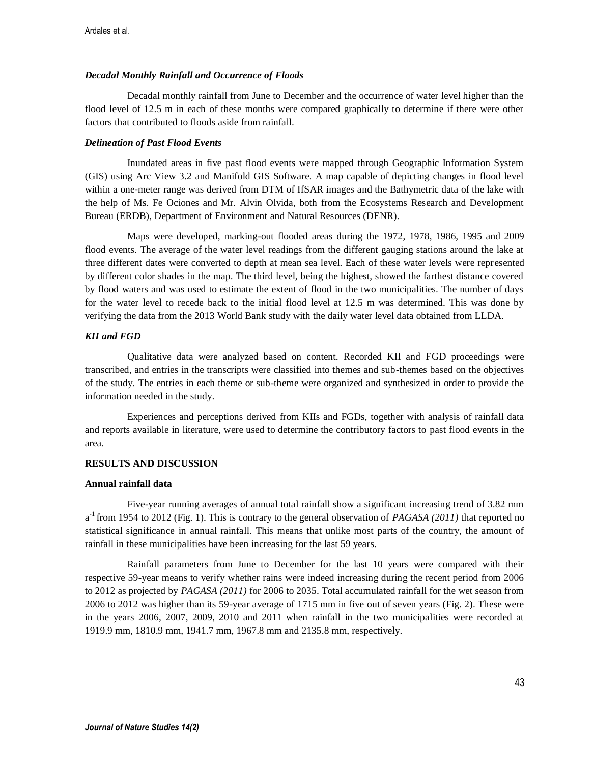### *Decadal Monthly Rainfall and Occurrence of Floods*

Decadal monthly rainfall from June to December and the occurrence of water level higher than the flood level of 12.5 m in each of these months were compared graphically to determine if there were other factors that contributed to floods aside from rainfall.

### *Delineation of Past Flood Events*

Inundated areas in five past flood events were mapped through Geographic Information System (GIS) using Arc View 3.2 and Manifold GIS Software. A map capable of depicting changes in flood level within a one-meter range was derived from DTM of IfSAR images and the Bathymetric data of the lake with the help of Ms. Fe Ociones and Mr. Alvin Olvida, both from the Ecosystems Research and Development Bureau (ERDB), Department of Environment and Natural Resources (DENR).

Maps were developed, marking-out flooded areas during the 1972, 1978, 1986, 1995 and 2009 flood events. The average of the water level readings from the different gauging stations around the lake at three different dates were converted to depth at mean sea level. Each of these water levels were represented by different color shades in the map. The third level, being the highest, showed the farthest distance covered by flood waters and was used to estimate the extent of flood in the two municipalities. The number of days for the water level to recede back to the initial flood level at 12.5 m was determined. This was done by verifying the data from the 2013 World Bank study with the daily water level data obtained from LLDA.

### *KII and FGD*

Qualitative data were analyzed based on content. Recorded KII and FGD proceedings were transcribed, and entries in the transcripts were classified into themes and sub-themes based on the objectives of the study. The entries in each theme or sub-theme were organized and synthesized in order to provide the information needed in the study.

Experiences and perceptions derived from KIIs and FGDs, together with analysis of rainfall data and reports available in literature, were used to determine the contributory factors to past flood events in the area.

## RESULTS AND DISCUSSION

### Annual rainfall data

Five-year running averages of annual total rainfall show a significant increasing trend of 3.82 mm $a^{-1}$ from 1954 to 2012 (Fig. 1). This is contrary to the general observation of *PAGASA (2011)* that reported no statistical significance in annual rainfall. This means that unlike most parts of the country, the amount of rainfall in these municipalities have been increasing for the last 59 years.

Rainfall parameters from June to December for the last 10 years were compared with their respective 59-year means to verify whether rains were indeed increasing during the recent period from 2006 to 2012 as projected by *PAGASA (2011)* for 2006 to 2035. Total accumulated rainfall for the wet season from 2006 to 2012 was higher than its 59-year average of 1715 mm in five out of seven years (Fig. 2). These were in the years 2006, 2007, 2009, 2010 and 2011 when rainfall in the two municipalities were recorded at 1919.9 mm, 1810.9 mm, 1941.7 mm, 1967.8 mm and 2135.8 mm, respectively.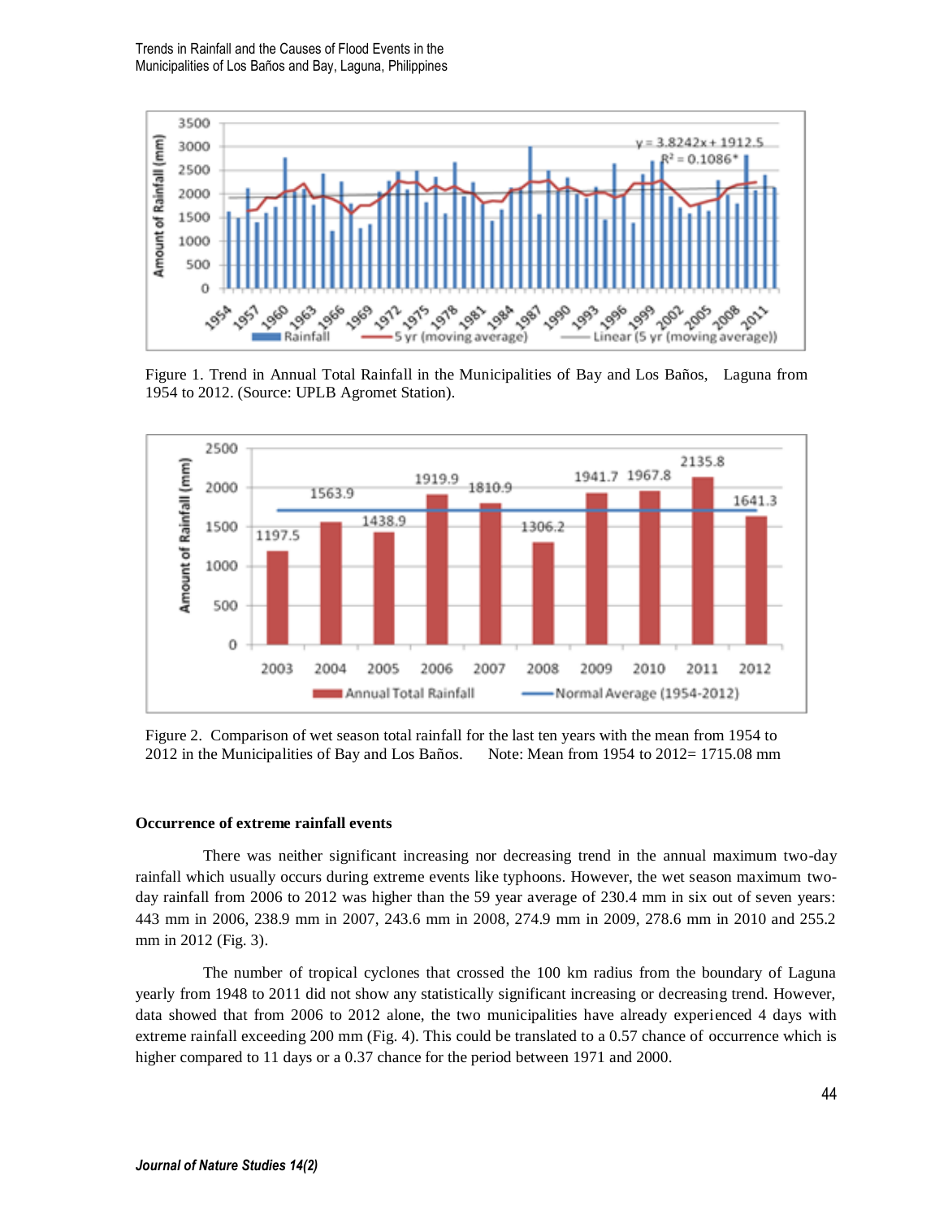Figure 1. Trend in Annual Total Rainfall in the Municipalities of Bay and Los Baños, Laguna from 1954 to 2012. (Source: UPLB Agromet Station).

Figure 2. Comparison of wet season total rainfall for the last ten years with the mean from 1954 to 2012 in the Municipalities of Bay and Los Baños. Note: Mean from 1954 to 2012= 1715.08 mm

**Occurrence of extreme rainfall events**

There was neither significant increasing nor decreasing trend in the annual maximum two-day rainfall which usually occurs during extreme events like typhoons. However, the wet season maximum two-day rainfall from 2006 to 2012 was higher than the 59 year average of 230.4 mm in six out of seven years: 443 mm in 2006, 238.9 mm in 2007, 243.6 mm in 2008, 274.9 mm in 2009, 278.6 mm in 2010 and 255.2 mm in 2012 (Fig. 3).

The number of tropical cyclones that crossed the 100 km radius from the boundary of Laguna yearly from 1948 to 2011 did not show any statistically significant increasing or decreasing trend. However, data showed that from 2006 to 2012 alone, the two municipalities have already experienced 4 days with extreme rainfall exceeding 200 mm (Fig. 4). This could be translated to a 0.57 chance of occurrence which is higher compared to 11 days or a 0.37 chance for the period between 1971 and 2000.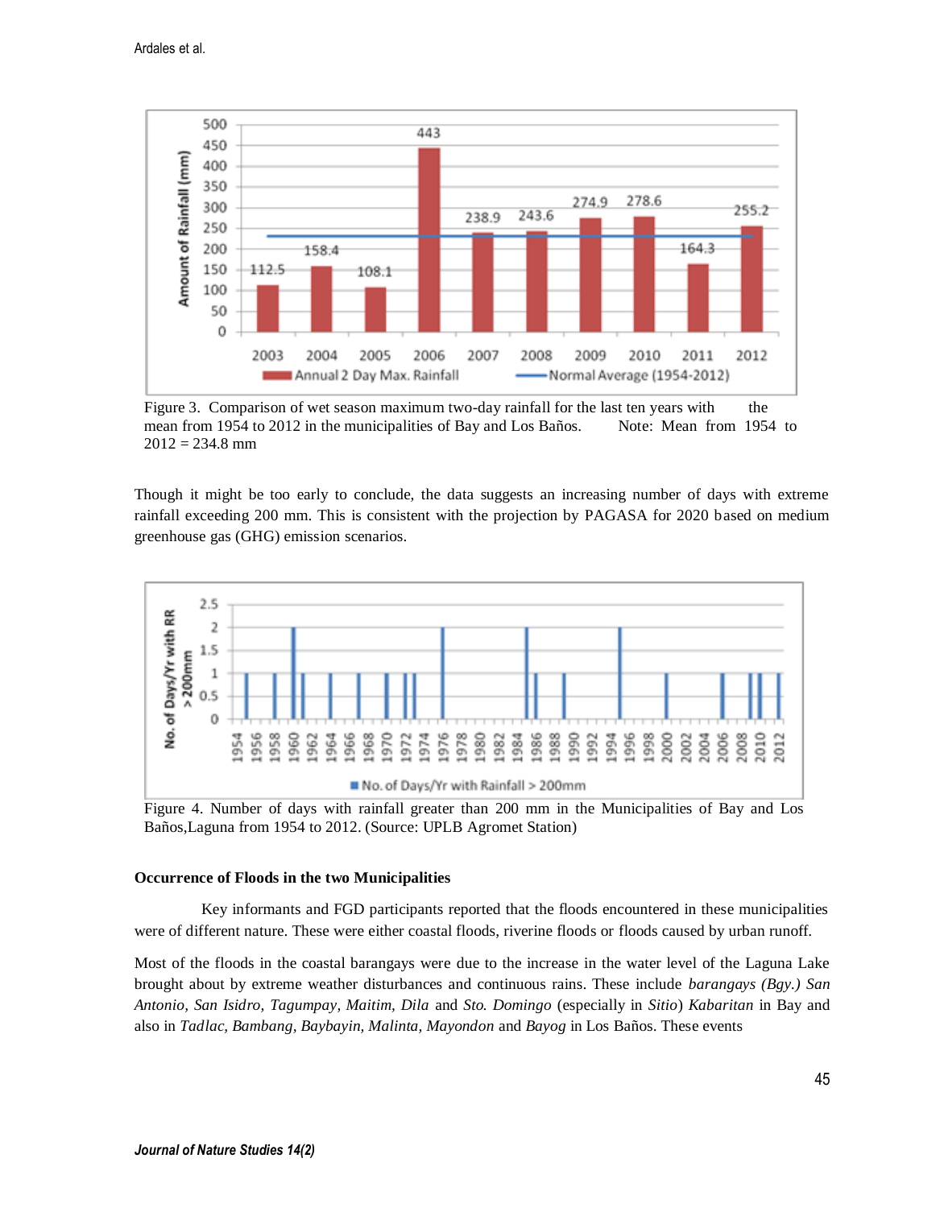Figure 3. Comparison of wet season maximum two-day rainfall for the last ten years with the mean from 1954 to 2012 in the municipalities of Bay and Los Baños. Note: Mean from 1954 to 2012 = 234.8 mm

Though it might be too early to conclude, the data suggests an increasing number of days with extreme rainfall exceeding 200 mm. This is consistent with the projection by PAGASA for 2020 based on medium greenhouse gas (GHG) emission scenarios.

Figure 4. Number of days with rainfall greater than 200 mm in the Municipalities of Bay and Los Baños,Laguna from 1954 to 2012. (Source: UPLB Agromet Station)

**Occurrence of Floods in the two Municipalities**

Key informants and FGD participants reported that the floods encountered in these municipalities were of different nature. These were either coastal floods, riverine floods or floods caused by urban runoff.

Most of the floods in the coastal barangays were due to the increase in the water level of the Laguna Lake brought about by extreme weather disturbances and continuous rains. These include *barangays (Bgy.) San Antonio, San Isidro, Tagumpay, Maitim, Dila* and *Sto. Domingo* (especially in *Sitio*) *Kabaritan* in Bay and also in *Tadlac, Bambang, Baybayin, Malinta, Mayondon* and *Bayog* in Los Baños. These events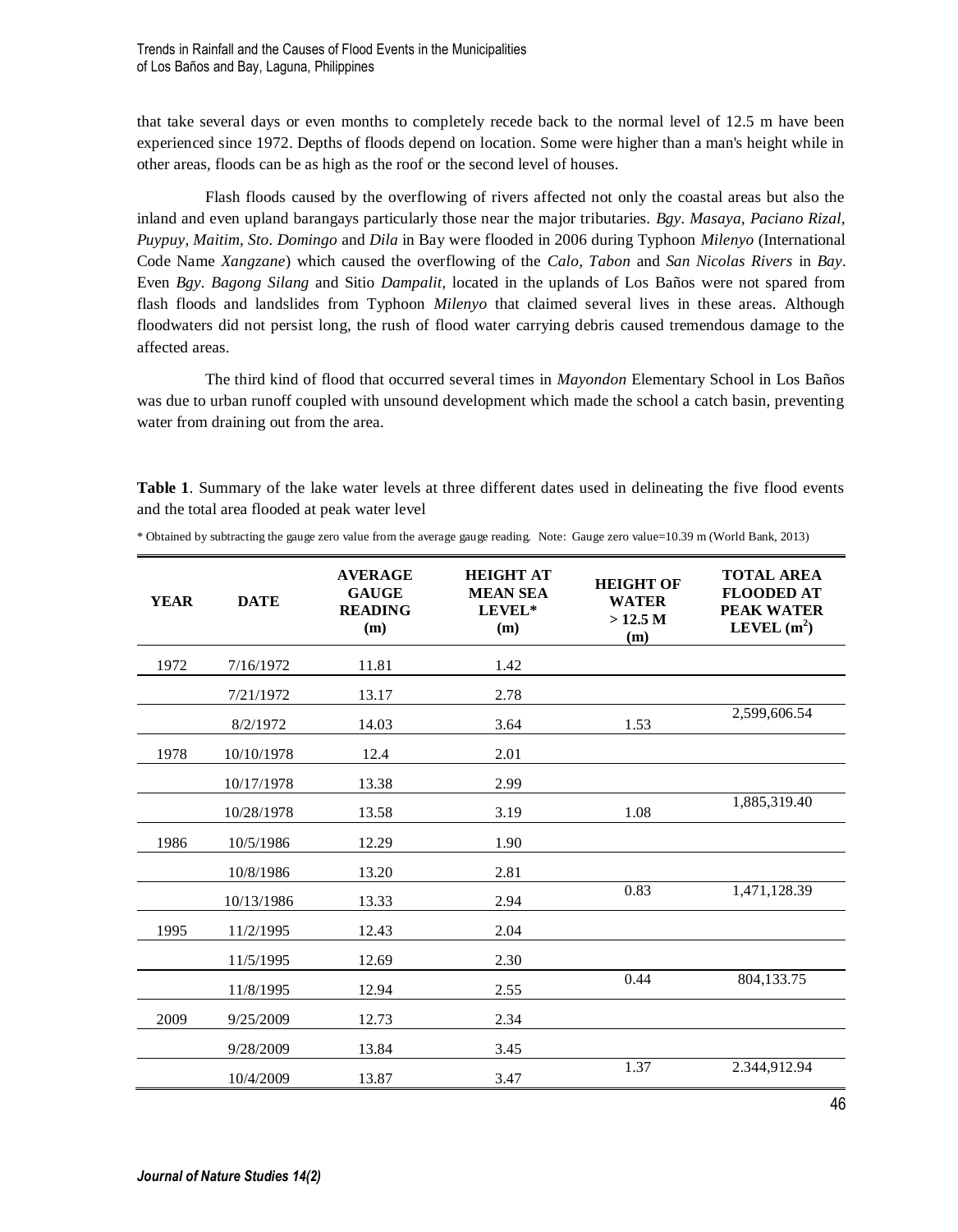that take several days or even months to completely recede back to the normal level of 12.5 m have been experienced since 1972. Depths of floods depend on location. Some were higher than a man's height while in other areas, floods can be as high as the roof or the second level of houses.

Flash floods caused by the overflowing of rivers affected not only the coastal areas but also the inland and even upland barangays particularly those near the major tributaries. *Bgy. Masaya, Paciano Rizal, Puypuy, Maitim, Sto. Domingo* and *Dila* in Bay were flooded in 2006 during Typhoon *Milenyo* (International Code Name *Xangzane*) which caused the overflowing of the *Calo, Tabon* and *San Nicolas Rivers* in *Bay*. Even *Bgy. Bagong Silang* and Sitio *Dampalit,* located in the uplands of Los Baños were not spared from flash floods and landslides from Typhoon *Milenyo* that claimed several lives in these areas. Although floodwaters did not persist long, the rush of flood water carrying debris caused tremendous damage to the affected areas.

The third kind of flood that occurred several times in *Mayondon* Elementary School in Los Baños was due to urban runoff coupled with unsound development which made the school a catch basin, preventing water from draining out from the area.

**Table 1**. Summary of the lake water levels at three different dates used in delineating the five flood events and the total area flooded at peak water level

\* Obtained by subtracting the gauge zero value from the average gauge reading. Note: Gauge zero value=10.39 m (World Bank, 2013)

| YEAR | DATE | AVERAGE GAUGE READING (m) | HEIGHT AT MEAN SEA LEVEL* (m) | HEIGHT OF WATER > 12.5 M (m) | TOTAL AREA FLOODED AT PEAK WATER LEVEL ($m^2$) |
|---|---|---|---|---|---|
| 1972 | 7/16/1972 | 11.81 | 1.42 | | |
| | 7/21/1972 | 13.17 | 2.78 | | |
| | 8/2/1972 | 14.03 | 3.64 | 1.53 | 2,599,606.54 |
| 1978 | 10/10/1978 | 12.4 | 2.01 | | |
| | 10/17/1978 | 13.38 | 2.99 | | |
| | 10/28/1978 | 13.58 | 3.19 | 1.08 | 1,885,319.40 |
| 1986 | 10/5/1986 | 12.29 | 1.90 | | |
| | 10/8/1986 | 13.20 | 2.81 | | |
| | 10/13/1986 | 13.33 | 2.94 | 0.83 | 1,471,128.39 |
| 1995 | 11/2/1995 | 12.43 | 2.04 | | |
| | 11/5/1995 | 12.69 | 2.30 | | |
| | 11/8/1995 | 12.94 | 2.55 | 0.44 | 804,133.75 |
| 2009 | 9/25/2009 | 12.73 | 2.34 | | |
| | 9/28/2009 | 13.84 | 3.45 | | |
| | 10/4/2009 | 13.87 | 3.47 | 1.37 | 2.344,912.94 |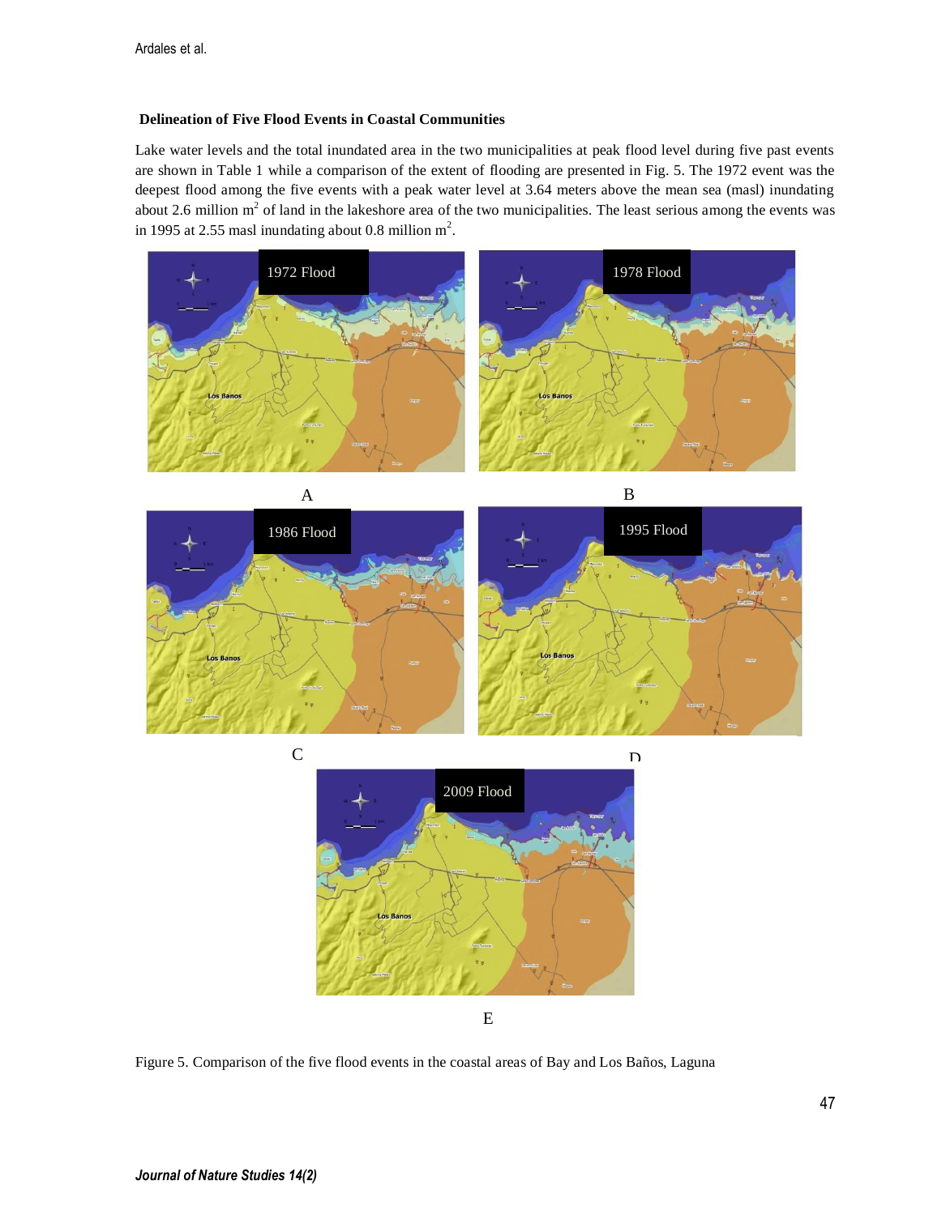### Delineation of Five Flood Events in Coastal Communities

Lake water levels and the total inundated area in the two municipalities at peak flood level during five past events are shown in Table 1 while a comparison of the extent of flooding are presented in Fig. 5. The 1972 event was the deepest flood among the five events with a peak water level at 3.64 meters above the mean sea (masl) inundating about 2.6 million $m^2$ of land in the lakeshore area of the two municipalities. The least serious among the events was in 1995 at 2.55 masl inundating about 0.8 million $m^2$.

Figure 5. Comparison of the five flood events in the coastal areas of Bay and Los Baños, Laguna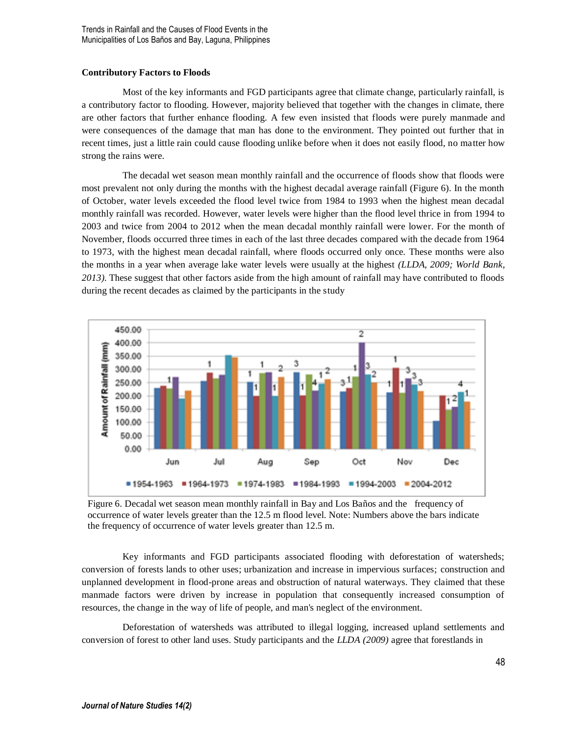**Contributory Factors to Floods**

Most of the key informants and FGD participants agree that climate change, particularly rainfall, is a contributory factor to flooding. However, majority believed that together with the changes in climate, there are other factors that further enhance flooding. A few even insisted that floods were purely manmade and were consequences of the damage that man has done to the environment. They pointed out further that in recent times, just a little rain could cause flooding unlike before when it does not easily flood, no matter how strong the rains were.

The decadal wet season mean monthly rainfall and the occurrence of floods show that floods were most prevalent not only during the months with the highest decadal average rainfall (Figure 6). In the month of October, water levels exceeded the flood level twice from 1984 to 1993 when the highest mean decadal monthly rainfall was recorded. However, water levels were higher than the flood level thrice in from 1994 to 2003 and twice from 2004 to 2012 when the mean decadal monthly rainfall were lower. For the month of November, floods occurred three times in each of the last three decades compared with the decade from 1964 to 1973, with the highest mean decadal rainfall, where floods occurred only once. These months were also the months in a year when average lake water levels were usually at the highest *(LLDA, 2009; World Bank, 2013).* These suggest that other factors aside from the high amount of rainfall may have contributed to floods during the recent decades as claimed by the participants in the study

Figure 6. Decadal wet season mean monthly rainfall in Bay and Los Baños and the frequency of occurrence of water levels greater than the 12.5 m flood level. Note: Numbers above the bars indicate the frequency of occurrence of water levels greater than 12.5 m.

Key informants and FGD participants associated flooding with deforestation of watersheds; conversion of forests lands to other uses; urbanization and increase in impervious surfaces; construction and unplanned development in flood-prone areas and obstruction of natural waterways. They claimed that these manmade factors were driven by increase in population that consequently increased consumption of resources, the change in the way of life of people, and man's neglect of the environment.

Deforestation of watersheds was attributed to illegal logging, increased upland settlements and conversion of forest to other land uses. Study participants and the *LLDA (2009)* agree that forestlands in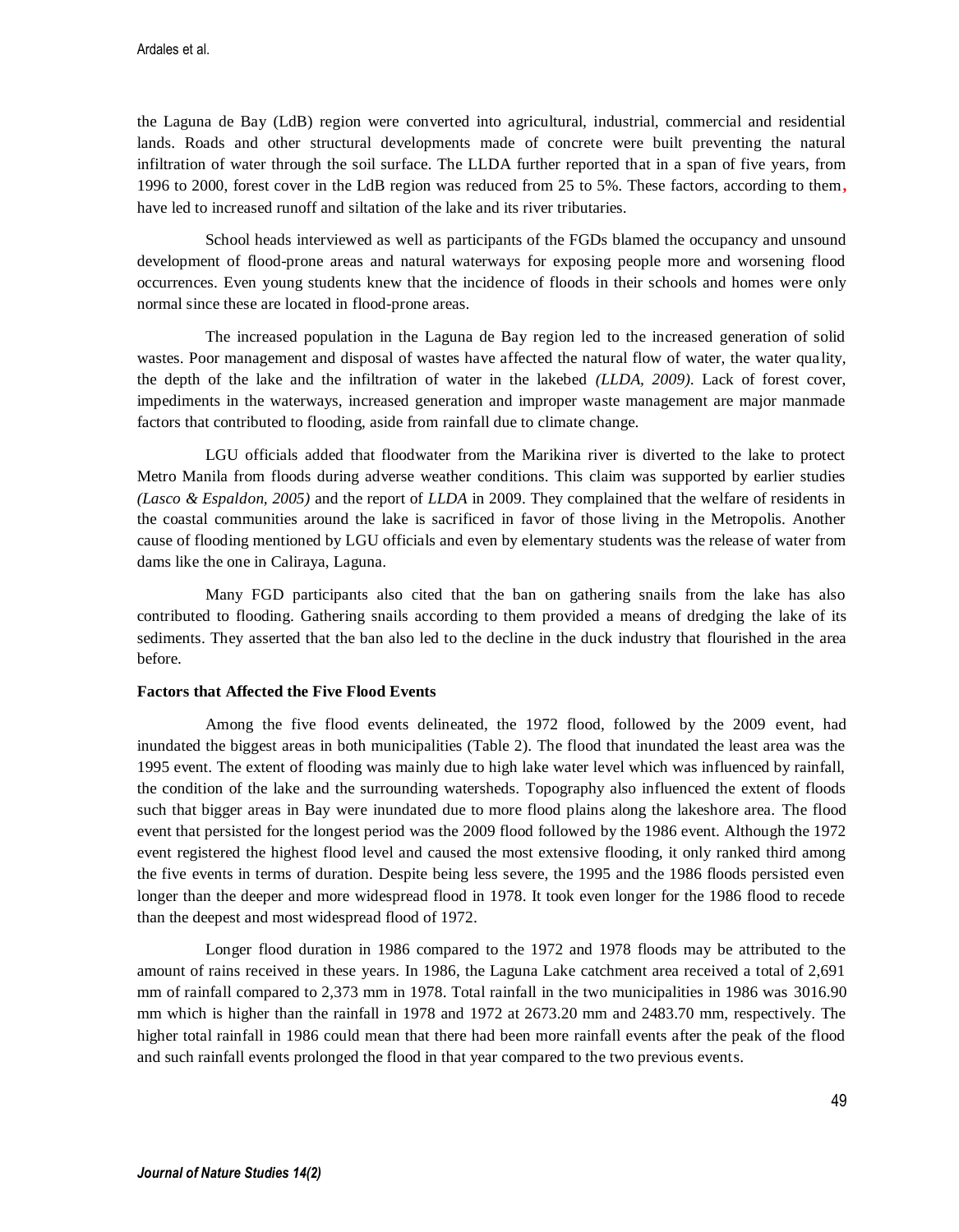the Laguna de Bay (LdB) region were converted into agricultural, industrial, commercial and residential lands. Roads and other structural developments made of concrete were built preventing the natural infiltration of water through the soil surface. The LLDA further reported that in a span of five years, from 1996 to 2000, forest cover in the LdB region was reduced from 25 to 5%. These factors, according to them, have led to increased runoff and siltation of the lake and its river tributaries.

School heads interviewed as well as participants of the FGDs blamed the occupancy and unsound development of flood-prone areas and natural waterways for exposing people more and worsening flood occurrences. Even young students knew that the incidence of floods in their schools and homes were only normal since these are located in flood-prone areas.

The increased population in the Laguna de Bay region led to the increased generation of solid wastes. Poor management and disposal of wastes have affected the natural flow of water, the water quality, the depth of the lake and the infiltration of water in the lakebed *(LLDA, 2009)*. Lack of forest cover, impediments in the waterways, increased generation and improper waste management are major manmade factors that contributed to flooding, aside from rainfall due to climate change.

LGU officials added that floodwater from the Marikina river is diverted to the lake to protect Metro Manila from floods during adverse weather conditions. This claim was supported by earlier studies *(Lasco & Espaldon, 2005)* and the report of *LLDA* in 2009. They complained that the welfare of residents in the coastal communities around the lake is sacrificed in favor of those living in the Metropolis. Another cause of flooding mentioned by LGU officials and even by elementary students was the release of water from dams like the one in Caliraya, Laguna.

Many FGD participants also cited that the ban on gathering snails from the lake has also contributed to flooding. Gathering snails according to them provided a means of dredging the lake of its sediments. They asserted that the ban also led to the decline in the duck industry that flourished in the area before.

**Factors that Affected the Five Flood Events**

Among the five flood events delineated, the 1972 flood, followed by the 2009 event, had inundated the biggest areas in both municipalities (Table 2). The flood that inundated the least area was the 1995 event. The extent of flooding was mainly due to high lake water level which was influenced by rainfall, the condition of the lake and the surrounding watersheds. Topography also influenced the extent of floods such that bigger areas in Bay were inundated due to more flood plains along the lakeshore area. The flood event that persisted for the longest period was the 2009 flood followed by the 1986 event. Although the 1972 event registered the highest flood level and caused the most extensive flooding, it only ranked third among the five events in terms of duration. Despite being less severe, the 1995 and the 1986 floods persisted even longer than the deeper and more widespread flood in 1978. It took even longer for the 1986 flood to recede than the deepest and most widespread flood of 1972.

Longer flood duration in 1986 compared to the 1972 and 1978 floods may be attributed to the amount of rains received in these years. In 1986, the Laguna Lake catchment area received a total of 2,691 mm of rainfall compared to 2,373 mm in 1978. Total rainfall in the two municipalities in 1986 was 3016.90 mm which is higher than the rainfall in 1978 and 1972 at 2673.20 mm and 2483.70 mm, respectively. The higher total rainfall in 1986 could mean that there had been more rainfall events after the peak of the flood and such rainfall events prolonged the flood in that year compared to the two previous events.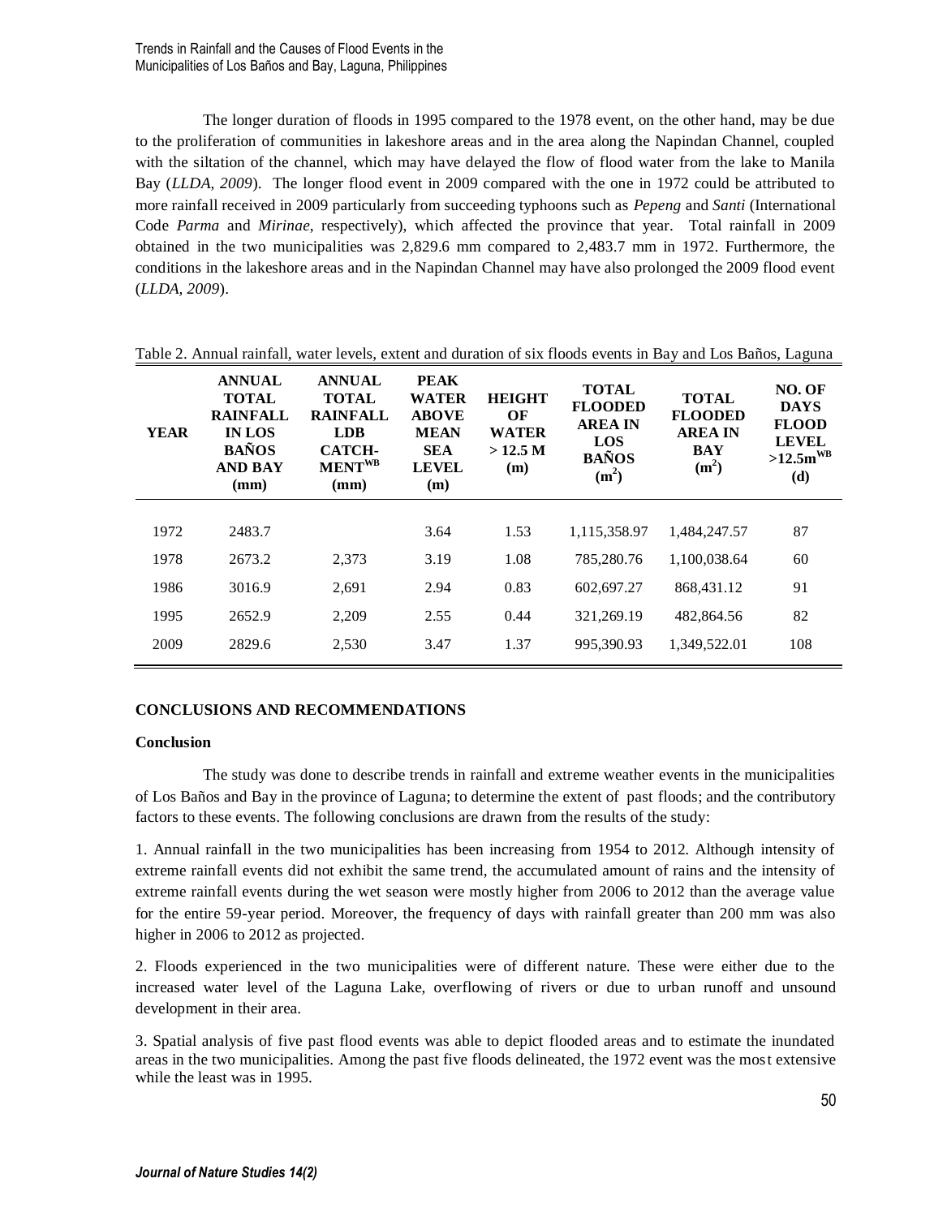The longer duration of floods in 1995 compared to the 1978 event, on the other hand, may be due to the proliferation of communities in lakeshore areas and in the area along the Napindan Channel, coupled with the siltation of the channel, which may have delayed the flow of flood water from the lake to Manila Bay (*LLDA, 2009*). The longer flood event in 2009 compared with the one in 1972 could be attributed to more rainfall received in 2009 particularly from succeeding typhoons such as *Pepeng* and *Santi* (International Code *Parma* and *Mirinae*, respectively), which affected the province that year. Total rainfall in 2009 obtained in the two municipalities was 2,829.6 mm compared to 2,483.7 mm in 1972. Furthermore, the conditions in the lakeshore areas and in the Napindan Channel may have also prolonged the 2009 flood event (*LLDA, 2009*).

Table 2. Annual rainfall, water levels, extent and duration of six floods events in Bay and Los Baños, Laguna

| YEAR | ANNUAL TOTAL RAINFALL IN LOS BAÑOS AND BAY (mm) | ANNUAL TOTAL RAINFALL LDB CATCH-MENT[WB] (mm) | PEAK WATER ABOVE MEAN SEA LEVEL (m) | HEIGHT OF WATER > 12.5 M (m) | TOTAL FLOODED AREA IN LOS BAÑOS ($m^2$) | TOTAL FLOODED AREA IN BAY ($m^2$) | NO. OF DAYS FLOOD LEVEL >12.5m[WB] (d) |
|---|---|---|---|---|---|---|---|
| 1972 | 2483.7 | | 3.64 | 1.53 | 1,115,358.97 | 1,484,247.57 | 87 |
| 1978 | 2673.2 | 2,373 | 3.19 | 1.08 | 785,280.76 | 1,100,038.64 | 60 |
| 1986 | 3016.9 | 2,691 | 2.94 | 0.83 | 602,697.27 | 868,431.12 | 91 |
| 1995 | 2652.9 | 2,209 | 2.55 | 0.44 | 321,269.19 | 482,864.56 | 82 |
| 2009 | 2829.6 | 2,530 | 3.47 | 1.37 | 995,390.93 | 1,349,522.01 | 108 |

## CONCLUSIONS AND RECOMMENDATIONS

### Conclusion

The study was done to describe trends in rainfall and extreme weather events in the municipalities of Los Baños and Bay in the province of Laguna; to determine the extent of past floods; and the contributory factors to these events. The following conclusions are drawn from the results of the study:

1. Annual rainfall in the two municipalities has been increasing from 1954 to 2012. Although intensity of extreme rainfall events did not exhibit the same trend, the accumulated amount of rains and the intensity of extreme rainfall events during the wet season were mostly higher from 2006 to 2012 than the average value for the entire 59-year period. Moreover, the frequency of days with rainfall greater than 200 mm was also higher in 2006 to 2012 as projected.

2. Floods experienced in the two municipalities were of different nature. These were either due to the increased water level of the Laguna Lake, overflowing of rivers or due to urban runoff and unsound development in their area.

3. Spatial analysis of five past flood events was able to depict flooded areas and to estimate the inundated areas in the two municipalities. Among the past five floods delineated, the 1972 event was the most extensive while the least was in 1995.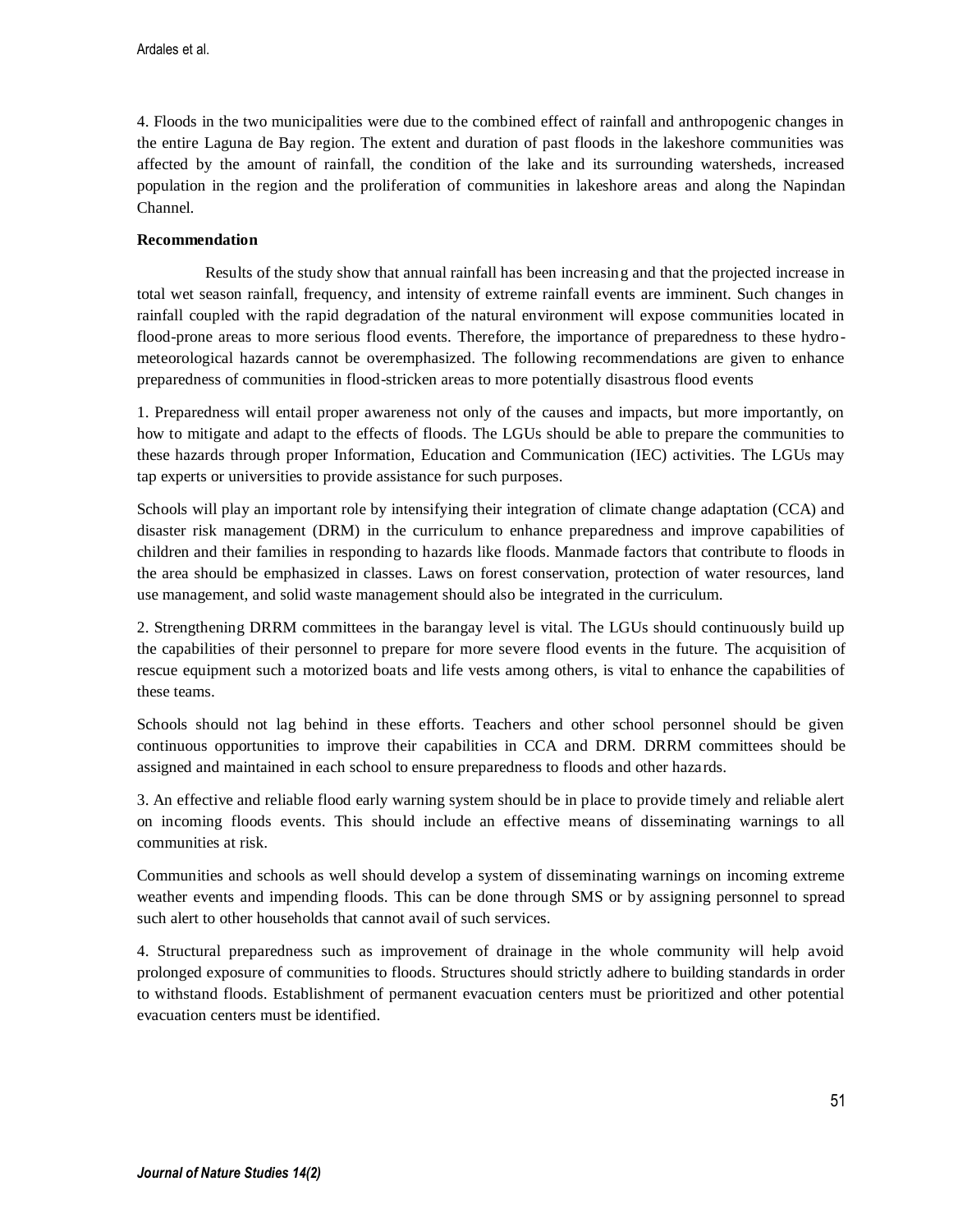4. Floods in the two municipalities were due to the combined effect of rainfall and anthropogenic changes in the entire Laguna de Bay region. The extent and duration of past floods in the lakeshore communities was affected by the amount of rainfall, the condition of the lake and its surrounding watersheds, increased population in the region and the proliferation of communities in lakeshore areas and along the Napindan Channel.

**Recommendation**

Results of the study show that annual rainfall has been increasing and that the projected increase in total wet season rainfall, frequency, and intensity of extreme rainfall events are imminent. Such changes in rainfall coupled with the rapid degradation of the natural environment will expose communities located in flood-prone areas to more serious flood events. Therefore, the importance of preparedness to these hydro-meteorological hazards cannot be overemphasized. The following recommendations are given to enhance preparedness of communities in flood-stricken areas to more potentially disastrous flood events

1. Preparedness will entail proper awareness not only of the causes and impacts, but more importantly, on how to mitigate and adapt to the effects of floods. The LGUs should be able to prepare the communities to these hazards through proper Information, Education and Communication (IEC) activities. The LGUs may tap experts or universities to provide assistance for such purposes.

Schools will play an important role by intensifying their integration of climate change adaptation (CCA) and disaster risk management (DRM) in the curriculum to enhance preparedness and improve capabilities of children and their families in responding to hazards like floods. Manmade factors that contribute to floods in the area should be emphasized in classes. Laws on forest conservation, protection of water resources, land use management, and solid waste management should also be integrated in the curriculum.

2. Strengthening DRRM committees in the barangay level is vital. The LGUs should continuously build up the capabilities of their personnel to prepare for more severe flood events in the future. The acquisition of rescue equipment such a motorized boats and life vests among others, is vital to enhance the capabilities of these teams.

Schools should not lag behind in these efforts. Teachers and other school personnel should be given continuous opportunities to improve their capabilities in CCA and DRM. DRRM committees should be assigned and maintained in each school to ensure preparedness to floods and other hazards.

3. An effective and reliable flood early warning system should be in place to provide timely and reliable alert on incoming floods events. This should include an effective means of disseminating warnings to all communities at risk.

Communities and schools as well should develop a system of disseminating warnings on incoming extreme weather events and impending floods. This can be done through SMS or by assigning personnel to spread such alert to other households that cannot avail of such services.

4. Structural preparedness such as improvement of drainage in the whole community will help avoid prolonged exposure of communities to floods. Structures should strictly adhere to building standards in order to withstand floods. Establishment of permanent evacuation centers must be prioritized and other potential evacuation centers must be identified.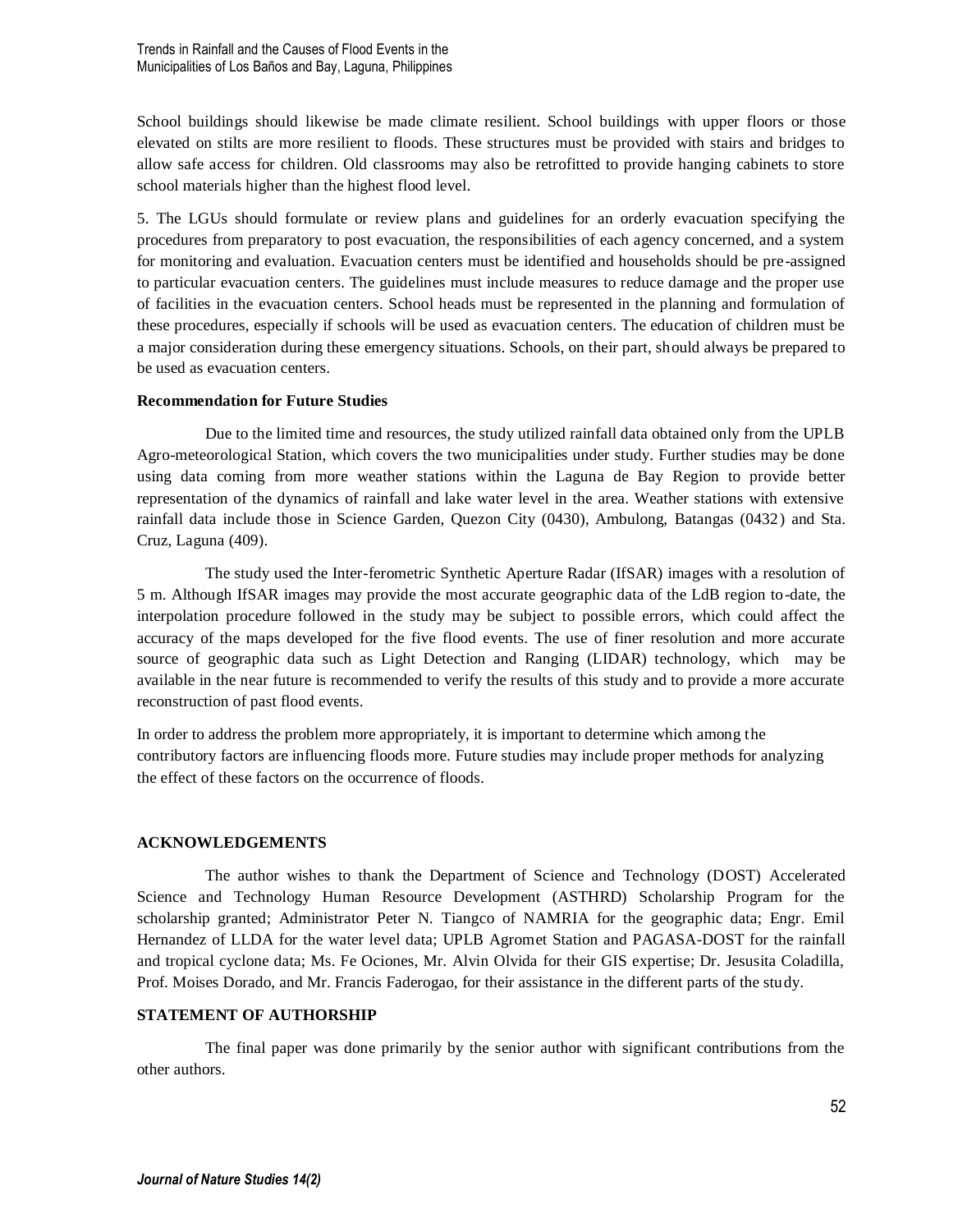School buildings should likewise be made climate resilient. School buildings with upper floors or those elevated on stilts are more resilient to floods. These structures must be provided with stairs and bridges to allow safe access for children. Old classrooms may also be retrofitted to provide hanging cabinets to store school materials higher than the highest flood level.

5. The LGUs should formulate or review plans and guidelines for an orderly evacuation specifying the procedures from preparatory to post evacuation, the responsibilities of each agency concerned, and a system for monitoring and evaluation. Evacuation centers must be identified and households should be pre-assigned to particular evacuation centers. The guidelines must include measures to reduce damage and the proper use of facilities in the evacuation centers. School heads must be represented in the planning and formulation of these procedures, especially if schools will be used as evacuation centers. The education of children must be a major consideration during these emergency situations. Schools, on their part, should always be prepared to be used as evacuation centers.

**Recommendation for Future Studies**

Due to the limited time and resources, the study utilized rainfall data obtained only from the UPLB Agro-meteorological Station, which covers the two municipalities under study. Further studies may be done using data coming from more weather stations within the Laguna de Bay Region to provide better representation of the dynamics of rainfall and lake water level in the area. Weather stations with extensive rainfall data include those in Science Garden, Quezon City (0430), Ambulong, Batangas (0432) and Sta. Cruz, Laguna (409).

The study used the Inter-ferometric Synthetic Aperture Radar (IfSAR) images with a resolution of 5 m. Although IfSAR images may provide the most accurate geographic data of the LdB region to-date, the interpolation procedure followed in the study may be subject to possible errors, which could affect the accuracy of the maps developed for the five flood events. The use of finer resolution and more accurate source of geographic data such as Light Detection and Ranging (LIDAR) technology, which may be available in the near future is recommended to verify the results of this study and to provide a more accurate reconstruction of past flood events.

In order to address the problem more appropriately, it is important to determine which among the contributory factors are influencing floods more. Future studies may include proper methods for analyzing the effect of these factors on the occurrence of floods.

**ACKNOWLEDGEMENTS**

The author wishes to thank the Department of Science and Technology (DOST) Accelerated Science and Technology Human Resource Development (ASTHRD) Scholarship Program for the scholarship granted; Administrator Peter N. Tiangco of NAMRIA for the geographic data; Engr. Emil Hernandez of LLDA for the water level data; UPLB Agromet Station and PAGASA-DOST for the rainfall and tropical cyclone data; Ms. Fe Ociones, Mr. Alvin Olvida for their GIS expertise; Dr. Jesusita Coladilla, Prof. Moises Dorado, and Mr. Francis Faderogao, for their assistance in the different parts of the study.

**STATEMENT OF AUTHORSHIP**

The final paper was done primarily by the senior author with significant contributions from the other authors.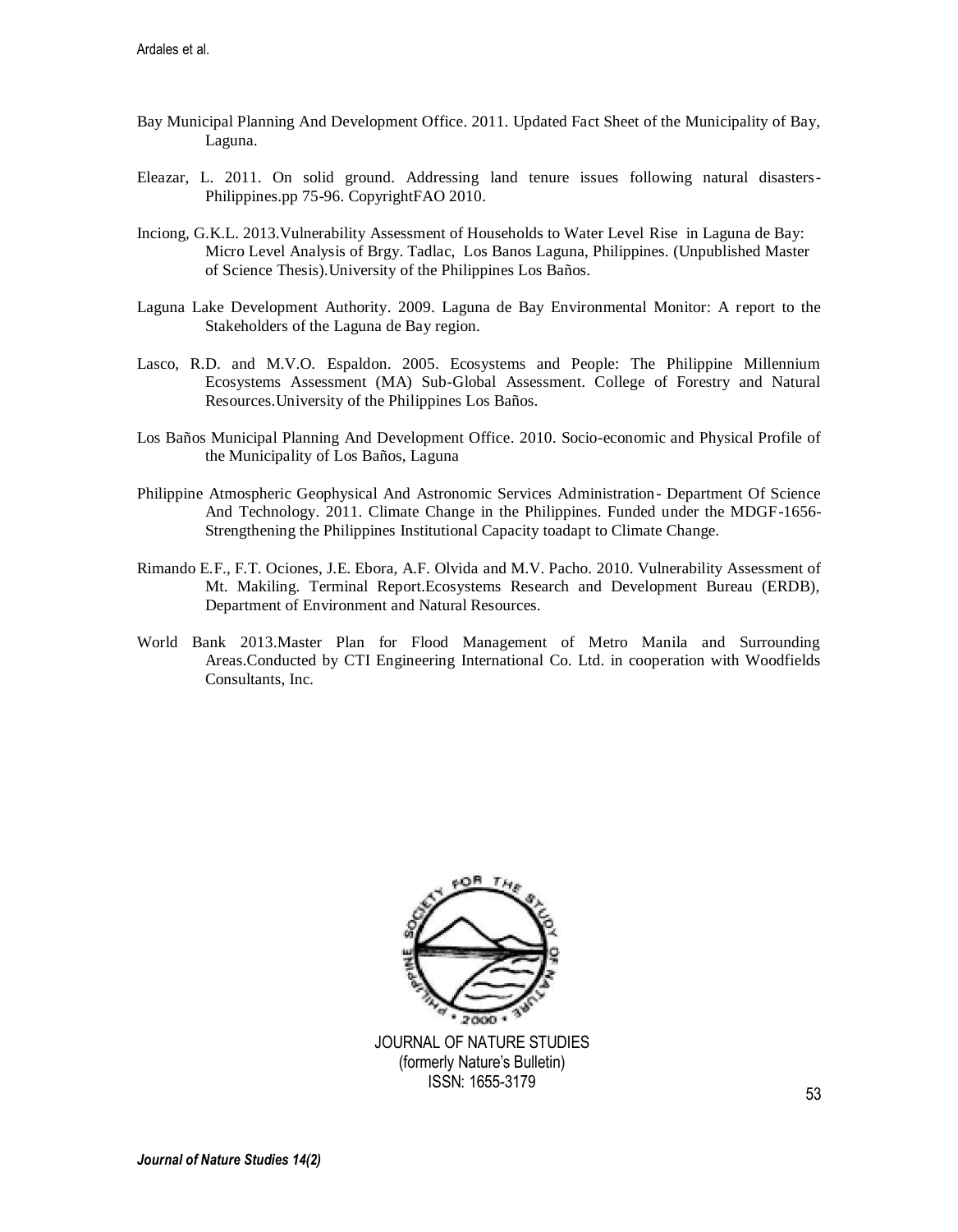Bay Municipal Planning And Development Office. 2011. Updated Fact Sheet of the Municipality of Bay, Laguna.

Eleazar, L. 2011. On solid ground. Addressing land tenure issues following natural disasters-Philippines.pp 75-96. CopyrightFAO 2010.

Inciong, G.K.L. 2013.Vulnerability Assessment of Households to Water Level Rise in Laguna de Bay: Micro Level Analysis of Brgy. Tadlac, Los Banos Laguna, Philippines. (Unpublished Master of Science Thesis).University of the Philippines Los Baños.

Laguna Lake Development Authority. 2009. Laguna de Bay Environmental Monitor: A report to the Stakeholders of the Laguna de Bay region.

Lasco, R.D. and M.V.O. Espaldon. 2005. Ecosystems and People: The Philippine Millennium Ecosystems Assessment (MA) Sub-Global Assessment. College of Forestry and Natural Resources.University of the Philippines Los Baños.

Los Baños Municipal Planning And Development Office. 2010. Socio-economic and Physical Profile of the Municipality of Los Baños, Laguna

Philippine Atmospheric Geophysical And Astronomic Services Administration- Department Of Science And Technology. 2011. Climate Change in the Philippines. Funded under the MDGF-1656-Strengthening the Philippines Institutional Capacity toadapt to Climate Change.

Rimando E.F., F.T. Ociones, J.E. Ebora, A.F. Olvida and M.V. Pacho. 2010. Vulnerability Assessment of Mt. Makiling. Terminal Report.Ecosystems Research and Development Bureau (ERDB), Department of Environment and Natural Resources.

World Bank 2013.Master Plan for Flood Management of Metro Manila and Surrounding Areas.Conducted by CTI Engineering International Co. Ltd. in cooperation with Woodfields Consultants, Inc.

JOURNAL OF NATURE STUDIES
(formerly Nature's Bulletin)
ISSN: 1655-3179